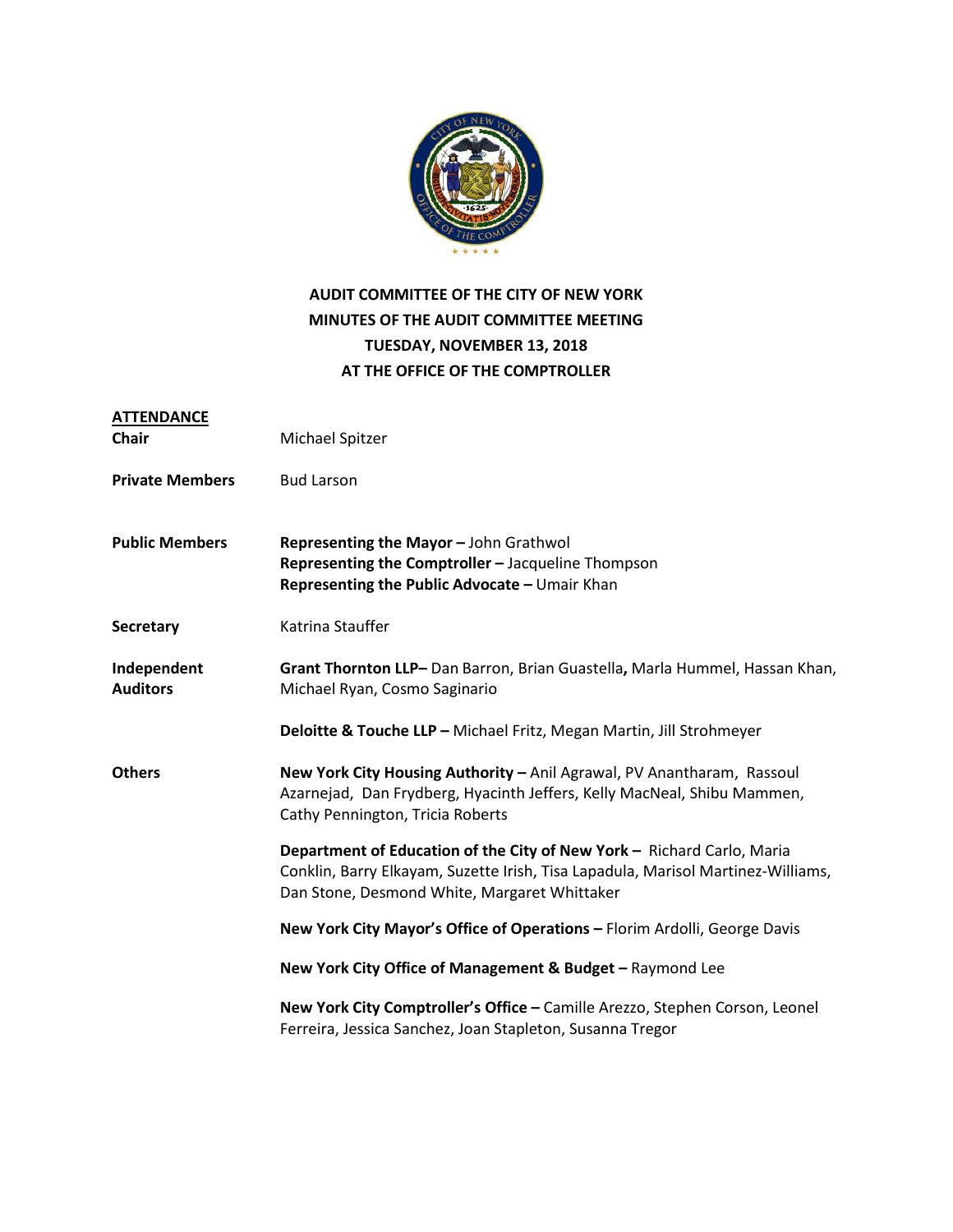# AUDIT COMMITTEE OF THE CITY OF NEW YORK
# MINUTES OF THE AUDIT COMMITTEE MEETING
# TUESDAY, NOVEMBER 13, 2018
# AT THE OFFICE OF THE COMPTROLLER

**ATTENDANCE**

**Chair** Michael Spitzer

**Private Members** Bud Larson

**Public Members**
**Representing the Mayor –** John Grathwol
**Representing the Comptroller –** Jacqueline Thompson
**Representing the Public Advocate –** Umair Khan

**Secretary** Katrina Stauffer

**Independent Auditors**
**Grant Thornton LLP–** Dan Barron, Brian Guastella**,** Marla Hummel, Hassan Khan, Michael Ryan, Cosmo Saginario

**Deloitte & Touche LLP –** Michael Fritz, Megan Martin, Jill Strohmeyer

**Others**
**New York City Housing Authority –** Anil Agrawal, PV Anantharam, Rassoul Azarnejad, Dan Frydberg, Hyacinth Jeffers, Kelly MacNeal, Shibu Mammen, Cathy Pennington, Tricia Roberts

**Department of Education of the City of New York –** Richard Carlo, Maria Conklin, Barry Elkayam, Suzette Irish, Tisa Lapadula, Marisol Martinez-Williams, Dan Stone, Desmond White, Margaret Whittaker

**New York City Mayor's Office of Operations –** Florim Ardolli, George Davis

**New York City Office of Management & Budget –** Raymond Lee

**New York City Comptroller's Office –** Camille Arezzo, Stephen Corson, Leonel Ferreira, Jessica Sanchez, Joan Stapleton, Susanna Tregor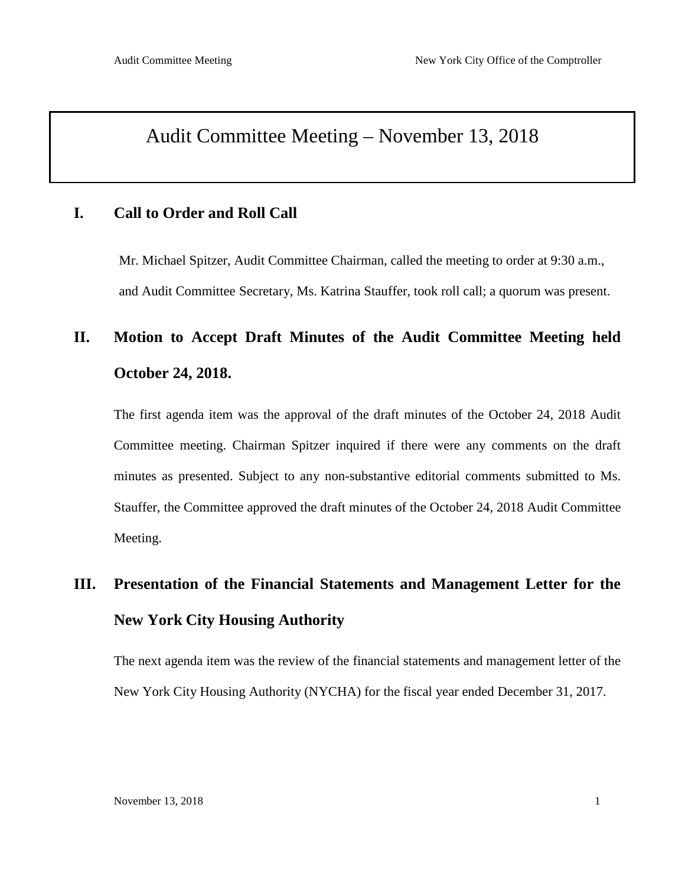# Audit Committee Meeting – November 13, 2018

## I. Call to Order and Roll Call

Mr. Michael Spitzer, Audit Committee Chairman, called the meeting to order at 9:30 a.m., and Audit Committee Secretary, Ms. Katrina Stauffer, took roll call; a quorum was present.

## II. Motion to Accept Draft Minutes of the Audit Committee Meeting held October 24, 2018.

The first agenda item was the approval of the draft minutes of the October 24, 2018 Audit Committee meeting. Chairman Spitzer inquired if there were any comments on the draft minutes as presented. Subject to any non-substantive editorial comments submitted to Ms. Stauffer, the Committee approved the draft minutes of the October 24, 2018 Audit Committee Meeting.

## III. Presentation of the Financial Statements and Management Letter for the New York City Housing Authority

The next agenda item was the review of the financial statements and management letter of the New York City Housing Authority (NYCHA) for the fiscal year ended December 31, 2017.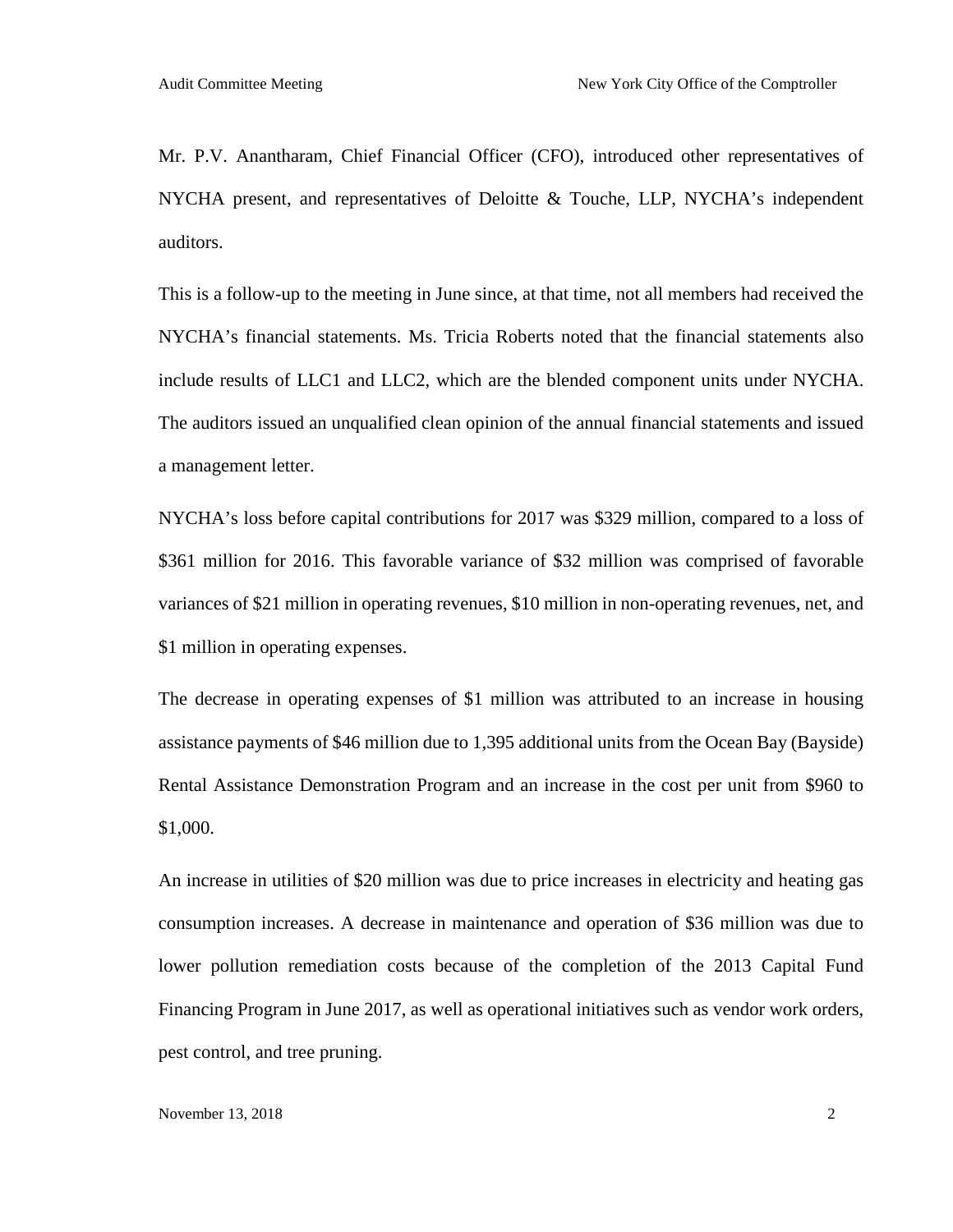Mr. P.V. Anantharam, Chief Financial Officer (CFO), introduced other representatives of NYCHA present, and representatives of Deloitte & Touche, LLP, NYCHA's independent auditors.

This is a follow-up to the meeting in June since, at that time, not all members had received the NYCHA's financial statements. Ms. Tricia Roberts noted that the financial statements also include results of LLC1 and LLC2, which are the blended component units under NYCHA. The auditors issued an unqualified clean opinion of the annual financial statements and issued a management letter.

NYCHA's loss before capital contributions for 2017 was $329 million, compared to a loss of $361 million for 2016. This favorable variance of $32 million was comprised of favorable variances of $21 million in operating revenues, $10 million in non-operating revenues, net, and $1 million in operating expenses.

The decrease in operating expenses of $1 million was attributed to an increase in housing assistance payments of $46 million due to 1,395 additional units from the Ocean Bay (Bayside) Rental Assistance Demonstration Program and an increase in the cost per unit from $960 to $1,000.

An increase in utilities of $20 million was due to price increases in electricity and heating gas consumption increases. A decrease in maintenance and operation of $36 million was due to lower pollution remediation costs because of the completion of the 2013 Capital Fund Financing Program in June 2017, as well as operational initiatives such as vendor work orders, pest control, and tree pruning.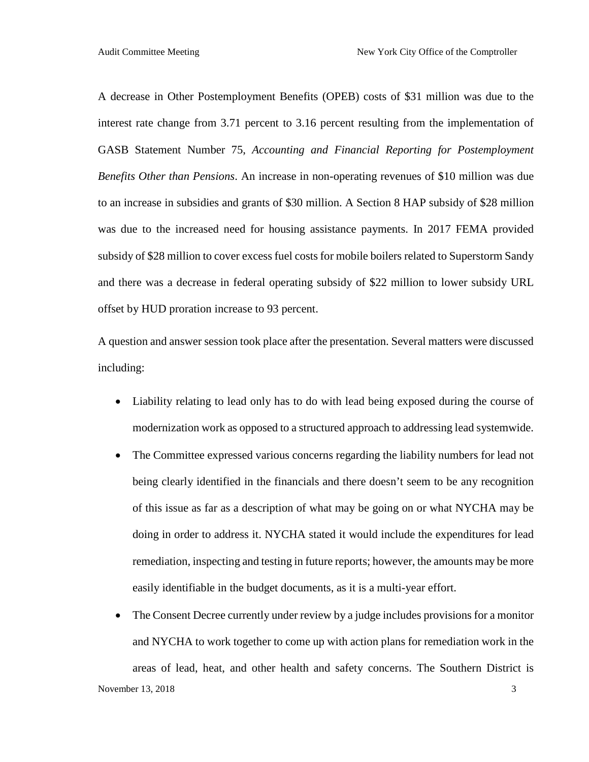A decrease in Other Postemployment Benefits (OPEB) costs of $31 million was due to the interest rate change from 3.71 percent to 3.16 percent resulting from the implementation of GASB Statement Number 75, *Accounting and Financial Reporting for Postemployment Benefits Other than Pensions*. An increase in non-operating revenues of $10 million was due to an increase in subsidies and grants of $30 million. A Section 8 HAP subsidy of $28 million was due to the increased need for housing assistance payments. In 2017 FEMA provided subsidy of $28 million to cover excess fuel costs for mobile boilers related to Superstorm Sandy and there was a decrease in federal operating subsidy of $22 million to lower subsidy URL offset by HUD proration increase to 93 percent.

A question and answer session took place after the presentation. Several matters were discussed including:

- Liability relating to lead only has to do with lead being exposed during the course of modernization work as opposed to a structured approach to addressing lead systemwide.
- The Committee expressed various concerns regarding the liability numbers for lead not being clearly identified in the financials and there doesn't seem to be any recognition of this issue as far as a description of what may be going on or what NYCHA may be doing in order to address it. NYCHA stated it would include the expenditures for lead remediation, inspecting and testing in future reports; however, the amounts may be more easily identifiable in the budget documents, as it is a multi-year effort.
- The Consent Decree currently under review by a judge includes provisions for a monitor and NYCHA to work together to come up with action plans for remediation work in the areas of lead, heat, and other health and safety concerns. The Southern District is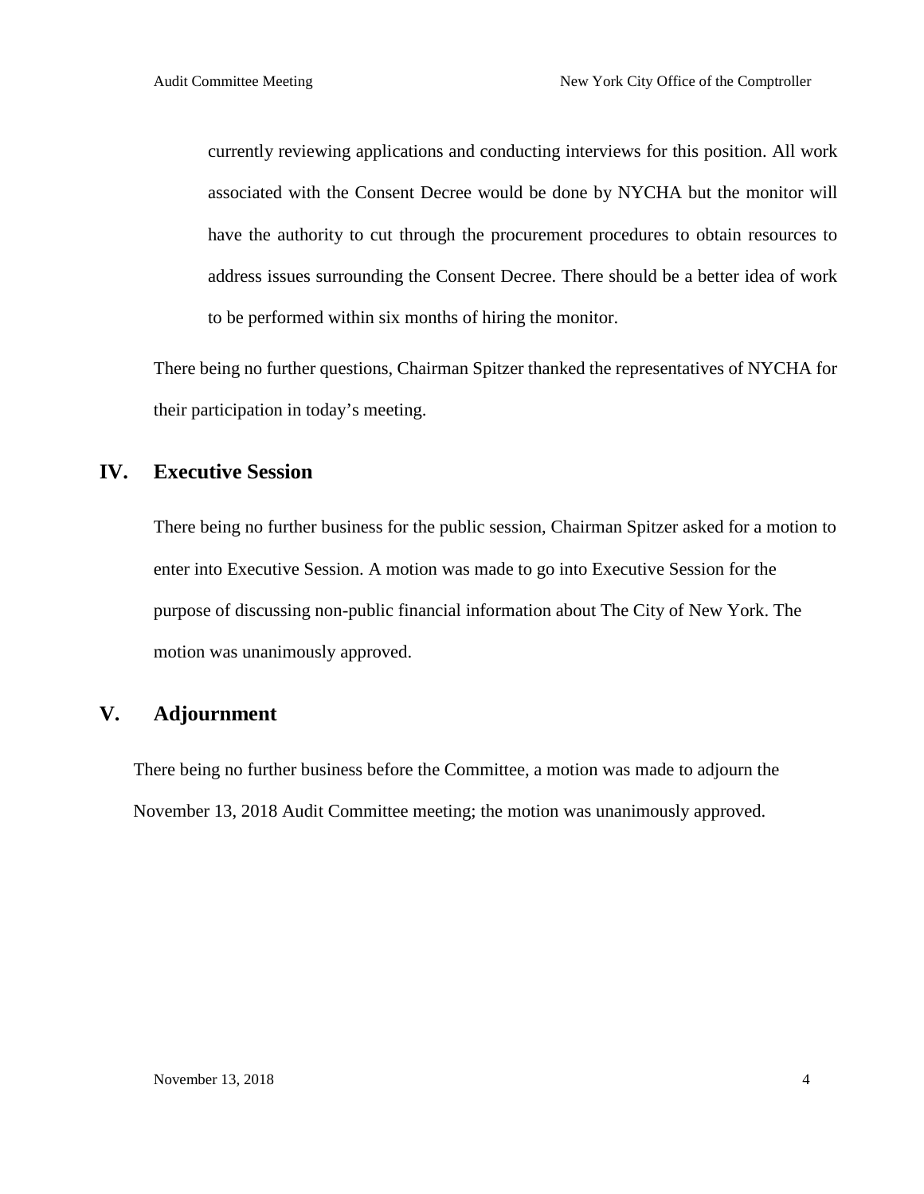currently reviewing applications and conducting interviews for this position. All work associated with the Consent Decree would be done by NYCHA but the monitor will have the authority to cut through the procurement procedures to obtain resources to address issues surrounding the Consent Decree. There should be a better idea of work to be performed within six months of hiring the monitor.

There being no further questions, Chairman Spitzer thanked the representatives of NYCHA for their participation in today's meeting.

## IV. Executive Session

There being no further business for the public session, Chairman Spitzer asked for a motion to enter into Executive Session. A motion was made to go into Executive Session for the purpose of discussing non-public financial information about The City of New York. The motion was unanimously approved.

## V. Adjournment

There being no further business before the Committee, a motion was made to adjourn the November 13, 2018 Audit Committee meeting; the motion was unanimously approved.